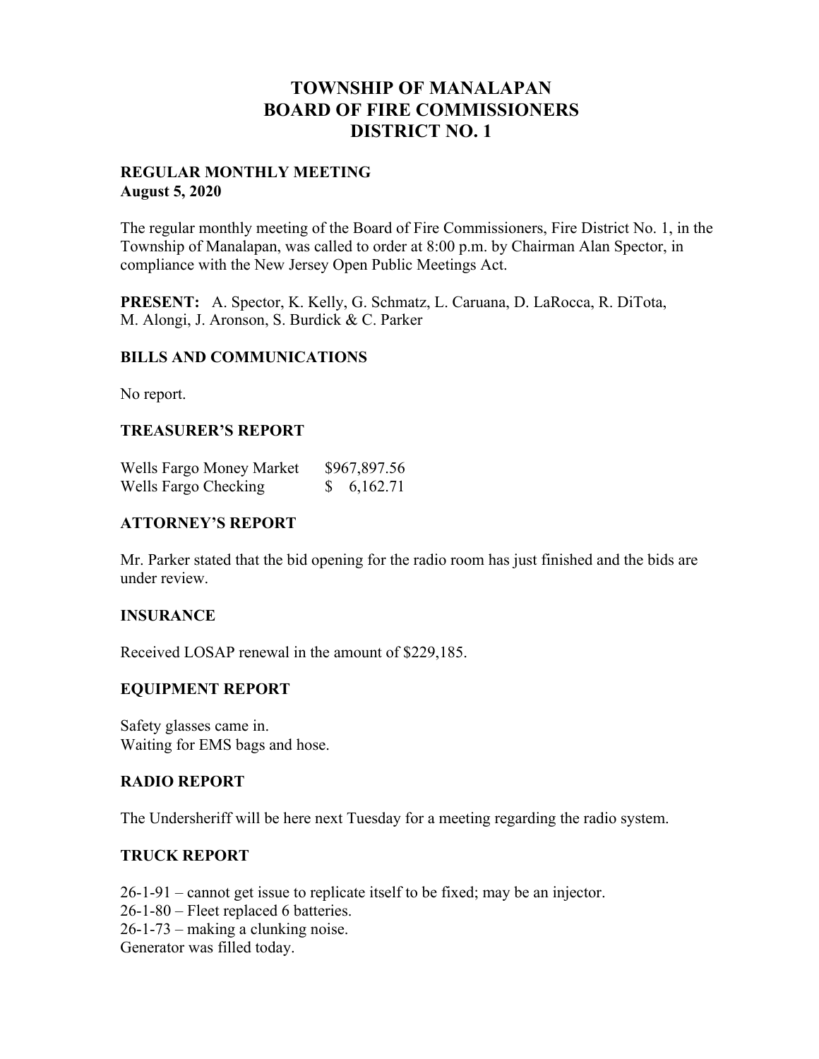# TOWNSHIP OF MANALAPAN
# BOARD OF FIRE COMMISSIONERS
# DISTRICT NO. 1

**REGULAR MONTHLY MEETING**
**August 5, 2020**

The regular monthly meeting of the Board of Fire Commissioners, Fire District No. 1, in the Township of Manalapan, was called to order at 8:00 p.m. by Chairman Alan Spector, in compliance with the New Jersey Open Public Meetings Act.

**PRESENT:** A. Spector, K. Kelly, G. Schmatz, L. Caruana, D. LaRocca, R. DiTota, M. Alongi, J. Aronson, S. Burdick & C. Parker

## BILLS AND COMMUNICATIONS

No report.

## TREASURER'S REPORT

| | |
|---|---|
| Wells Fargo Money Market | $967,897.56 |
| Wells Fargo Checking | $ 6,162.71 |

## ATTORNEY'S REPORT

Mr. Parker stated that the bid opening for the radio room has just finished and the bids are under review.

## INSURANCE

Received LOSAP renewal in the amount of $229,185.

## EQUIPMENT REPORT

Safety glasses came in.
Waiting for EMS bags and hose.

## RADIO REPORT

The Undersheriff will be here next Tuesday for a meeting regarding the radio system.

## TRUCK REPORT

26-1-91 – cannot get issue to replicate itself to be fixed; may be an injector.
26-1-80 – Fleet replaced 6 batteries.
26-1-73 – making a clunking noise.
Generator was filled today.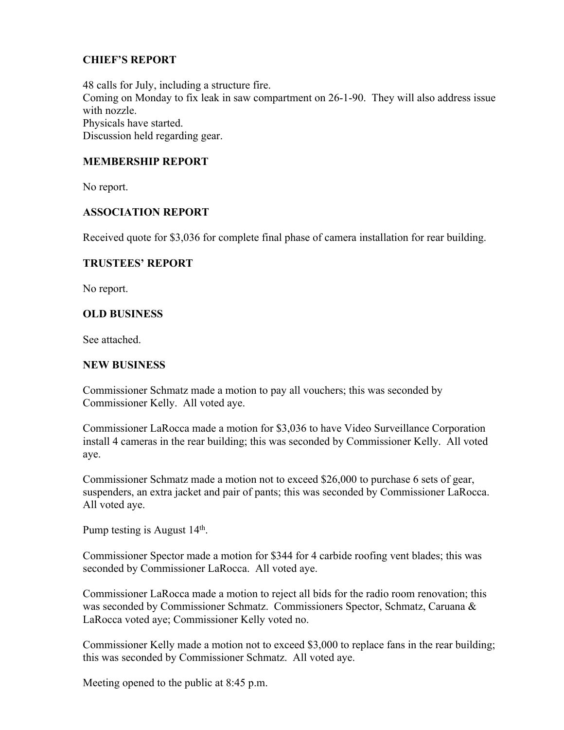## CHIEF'S REPORT

48 calls for July, including a structure fire.
Coming on Monday to fix leak in saw compartment on 26-1-90. They will also address issue with nozzle.
Physicals have started.
Discussion held regarding gear.

## MEMBERSHIP REPORT

No report.

## ASSOCIATION REPORT

Received quote for $3,036 for complete final phase of camera installation for rear building.

## TRUSTEES' REPORT

No report.

## OLD BUSINESS

See attached.

## NEW BUSINESS

Commissioner Schmatz made a motion to pay all vouchers; this was seconded by Commissioner Kelly. All voted aye.

Commissioner LaRocca made a motion for $3,036 to have Video Surveillance Corporation install 4 cameras in the rear building; this was seconded by Commissioner Kelly. All voted aye.

Commissioner Schmatz made a motion not to exceed $26,000 to purchase 6 sets of gear, suspenders, an extra jacket and pair of pants; this was seconded by Commissioner LaRocca. All voted aye.

Pump testing is August 14th.

Commissioner Spector made a motion for $344 for 4 carbide roofing vent blades; this was seconded by Commissioner LaRocca. All voted aye.

Commissioner LaRocca made a motion to reject all bids for the radio room renovation; this was seconded by Commissioner Schmatz. Commissioners Spector, Schmatz, Caruana & LaRocca voted aye; Commissioner Kelly voted no.

Commissioner Kelly made a motion not to exceed $3,000 to replace fans in the rear building; this was seconded by Commissioner Schmatz. All voted aye.

Meeting opened to the public at 8:45 p.m.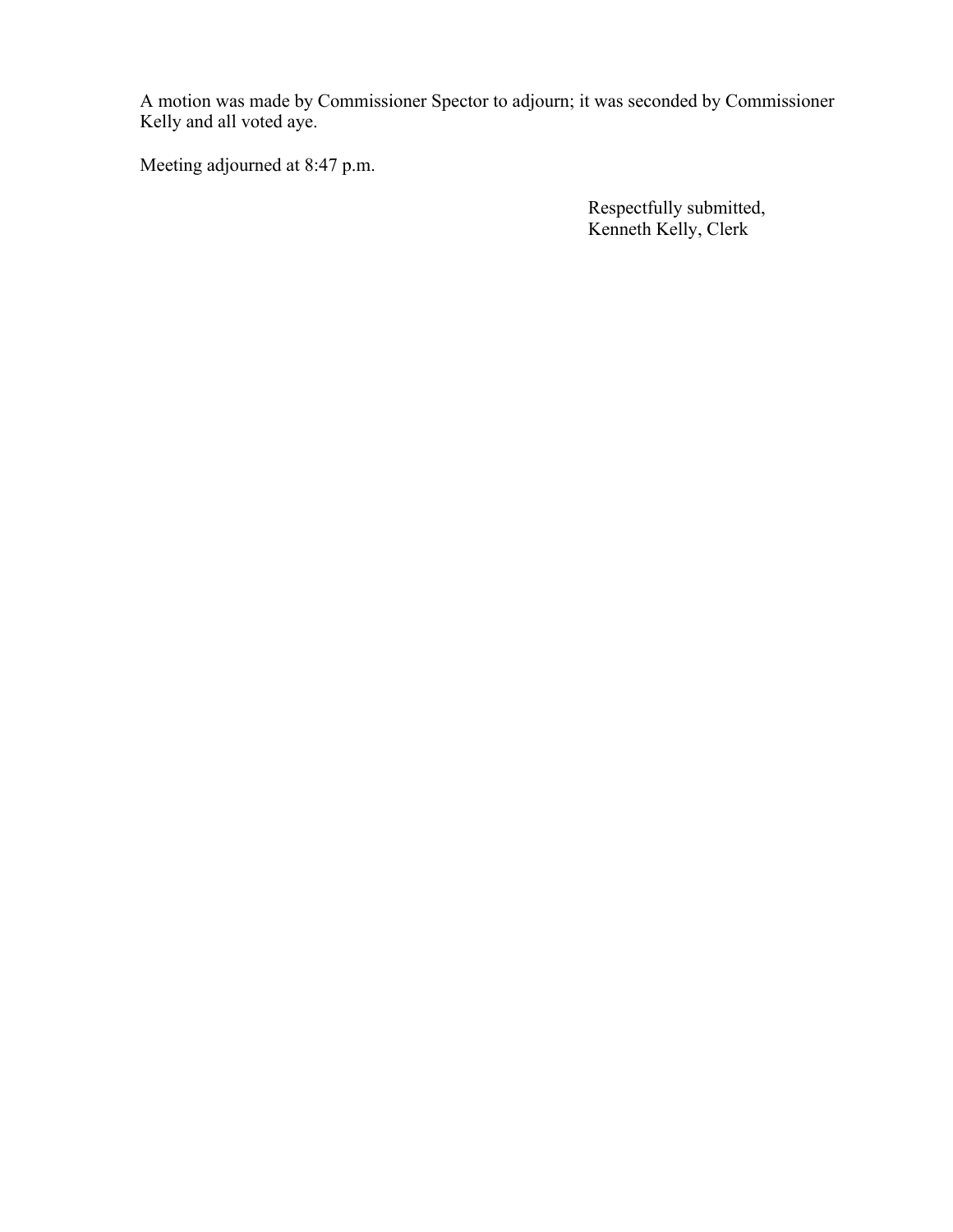A motion was made by Commissioner Spector to adjourn; it was seconded by Commissioner Kelly and all voted aye.

Meeting adjourned at 8:47 p.m.

Respectfully submitted,
Kenneth Kelly, Clerk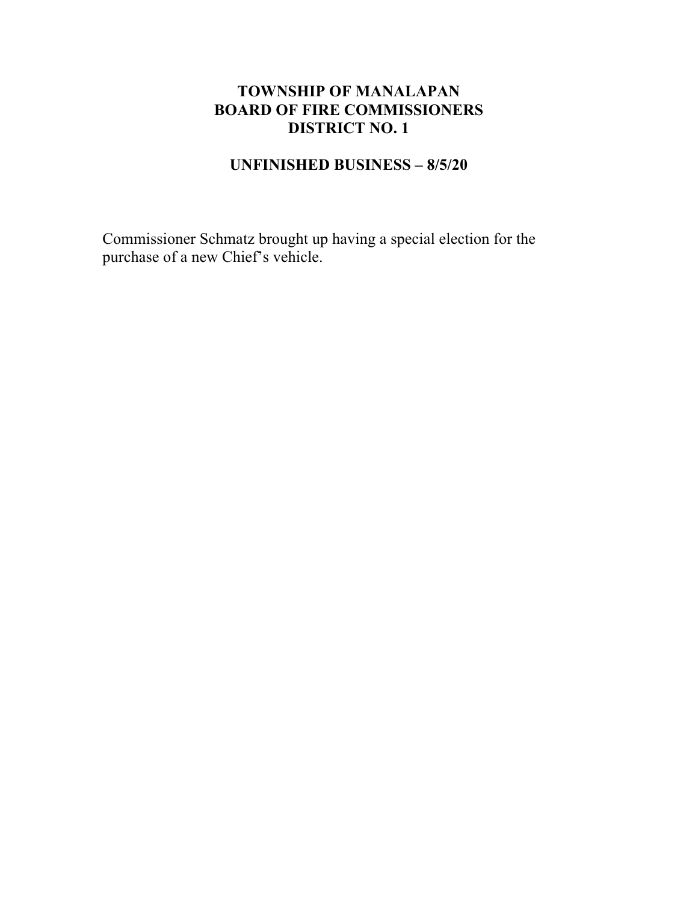# TOWNSHIP OF MANALAPAN
# BOARD OF FIRE COMMISSIONERS
# DISTRICT NO. 1

## UNFINISHED BUSINESS – 8/5/20

Commissioner Schmatz brought up having a special election for the purchase of a new Chief's vehicle.